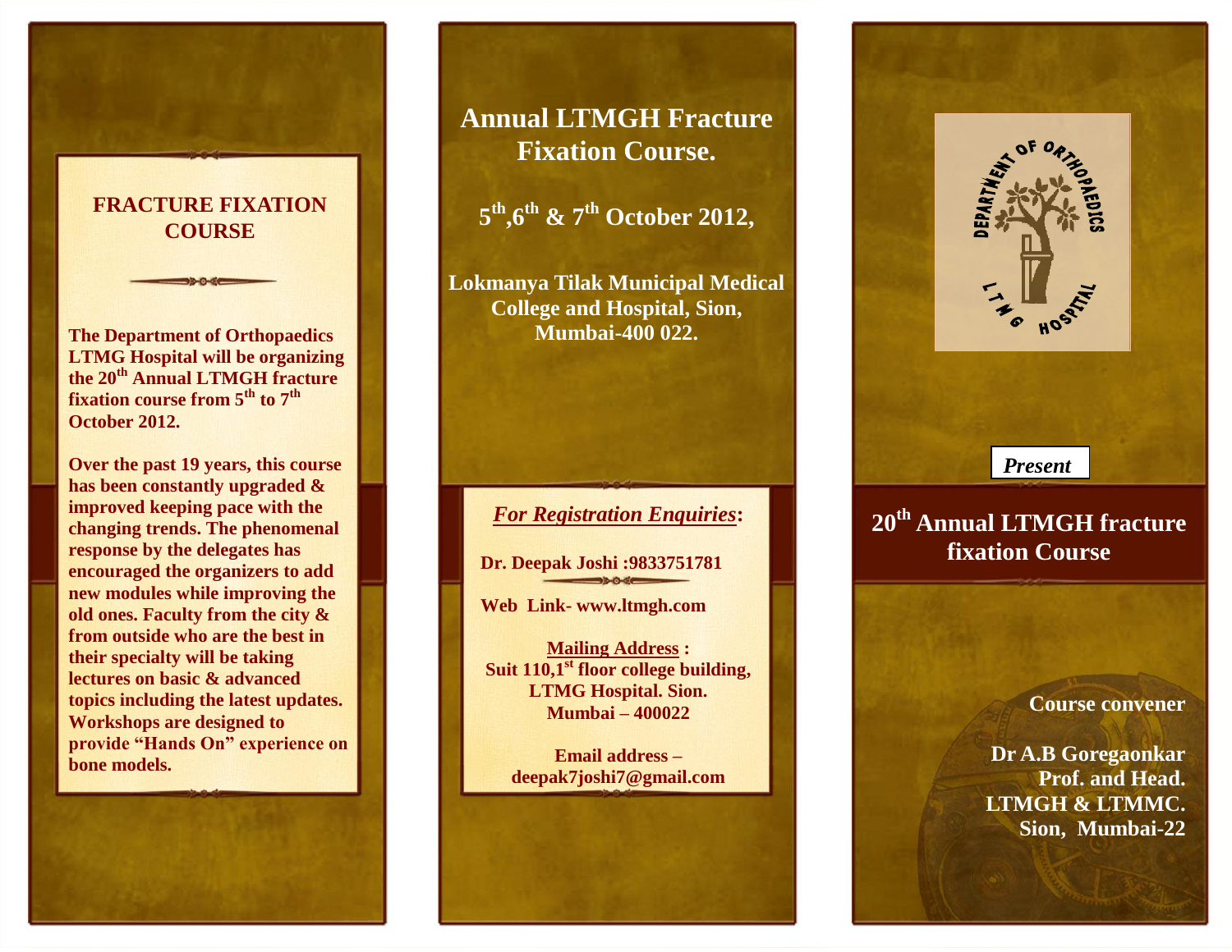## FRACTURE FIXATION COURSE

**The Department of Orthopaedics LTMG Hospital will be organizing the 20th Annual LTMGH fracture fixation course from 5th to 7th October 2012.**

**Over the past 19 years, this course has been constantly upgraded & improved keeping pace with the changing trends. The phenomenal response by the delegates has encouraged the organizers to add new modules while improving the old ones. Faculty from the city & from outside who are the best in their specialty will be taking lectures on basic & advanced topics including the latest updates. Workshops are designed to provide "Hands On" experience on bone models.**

# Annual LTMGH Fracture Fixation Course.

## 5th,6th & 7th October 2012,

**Lokmanya Tilak Municipal Medical College and Hospital, Sion, Mumbai-400 022.**

***For Registration Enquiries*:**

**Dr. Deepak Joshi :9833751781**

**Web Link- www.ltmgh.com**

**Mailing Address :**
**Suit 110,1st floor college building, LTMG Hospital. Sion. Mumbai – 400022**

**Email address – deepak7joshi7@gmail.com**

DEPARTMENT OF ORTHOPAEDICS LTMG HOSPITAL

***Present***

## 20th Annual LTMGH fracture fixation Course

**Course convener**

**Dr A.B Goregaonkar**
**Prof. and Head.**
**LTMGH & LTMMC.**
**Sion, Mumbai-22**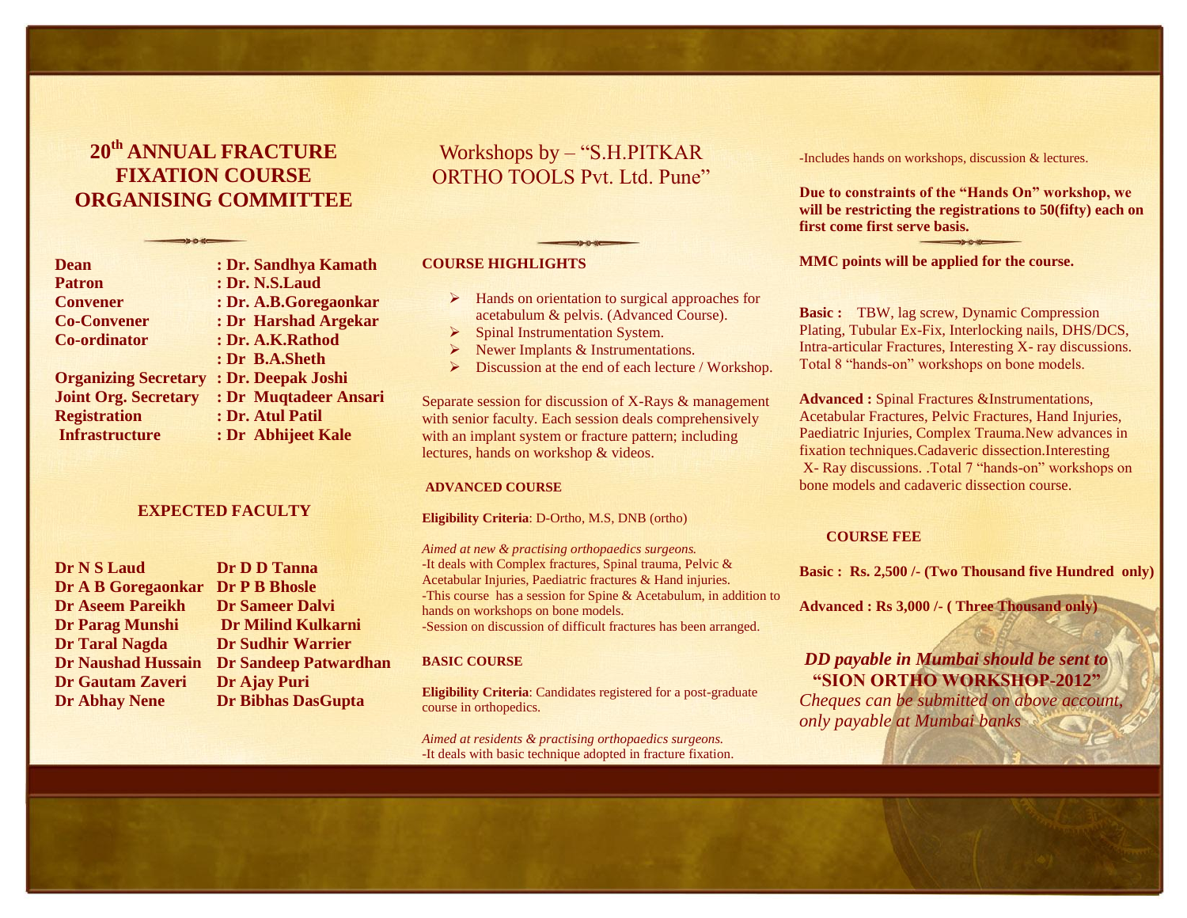# 20th ANNUAL FRACTURE FIXATION COURSE ORGANISING COMMITTEE

| | |
|---|---|
| **Dean** | **: Dr. Sandhya Kamath** |
| **Patron** | **: Dr. N.S.Laud** |
| **Convener** | **: Dr. A.B.Goregaonkar** |
| **Co-Convener** | **: Dr Harshad Argekar** |
| **Co-ordinator** | **: Dr. A.K.Rathod** |
| | **: Dr B.A.Sheth** |
| **Organizing Secretary** | **: Dr. Deepak Joshi** |
| **Joint Org. Secretary** | **: Dr Muqtadeer Ansari** |
| **Registration** | **: Dr. Atul Patil** |
| **Infrastructure** | **: Dr Abhijeet Kale** |

## EXPECTED FACULTY

| | |
|---|---|
| **Dr N S Laud** | **Dr D D Tanna** |
| **Dr A B Goregaonkar** | **Dr P B Bhosle** |
| **Dr Aseem Pareikh** | **Dr Sameer Dalvi** |
| **Dr Parag Munshi** | **Dr Milind Kulkarni** |
| **Dr Taral Nagda** | **Dr Sudhir Warrier** |
| **Dr Naushad Hussain** | **Dr Sandeep Patwardhan** |
| **Dr Gautam Zaveri** | **Dr Ajay Puri** |
| **Dr Abhay Nene** | **Dr Bibhas DasGupta** |

Workshops by – "S.H.PITKAR ORTHO TOOLS Pvt. Ltd. Pune"

## COURSE HIGHLIGHTS

- Hands on orientation to surgical approaches for acetabulum & pelvis. (Advanced Course).
- Spinal Instrumentation System.
- Newer Implants & Instrumentations.
- Discussion at the end of each lecture / Workshop.

Separate session for discussion of X-Rays & management with senior faculty. Each session deals comprehensively with an implant system or fracture pattern; including lectures, hands on workshop & videos.

### ADVANCED COURSE

**Eligibility Criteria**: D-Ortho, M.S, DNB (ortho)

*Aimed at new & practising orthopaedics surgeons.*

-It deals with Complex fractures, Spinal trauma, Pelvic & Acetabular Injuries, Paediatric fractures & Hand injuries.

-This course has a session for Spine & Acetabulum, in addition to hands on workshops on bone models.

-Session on discussion of difficult fractures has been arranged.

### BASIC COURSE

**Eligibility Criteria**: Candidates registered for a post-graduate course in orthopedics.

*Aimed at residents & practising orthopaedics surgeons.*

-It deals with basic technique adopted in fracture fixation.

-Includes hands on workshops, discussion & lectures.

**Due to constraints of the "Hands On" workshop, we will be restricting the registrations to 50(fifty) each on first come first serve basis.**

**MMC points will be applied for the course.**

**Basic :** TBW, lag screw, Dynamic Compression Plating, Tubular Ex-Fix, Interlocking nails, DHS/DCS, Intra-articular Fractures, Interesting X- ray discussions. Total 8 "hands-on" workshops on bone models.

**Advanced :** Spinal Fractures &Instrumentations, Acetabular Fractures, Pelvic Fractures, Hand Injuries, Paediatric Injuries, Complex Trauma.New advances in fixation techniques.Cadaveric dissection.Interesting X- Ray discussions. .Total 7 "hands-on" workshops on bone models and cadaveric dissection course.

### COURSE FEE

**Basic : Rs. 2,500 /- (Two Thousand five Hundred only)**

**Advanced : Rs 3,000 /- ( Three Thousand only)**

***DD payable in Mumbai should be sent to***
**"SION ORTHO WORKSHOP-2012"**
*Cheques can be submitted on above account, only payable at Mumbai banks*